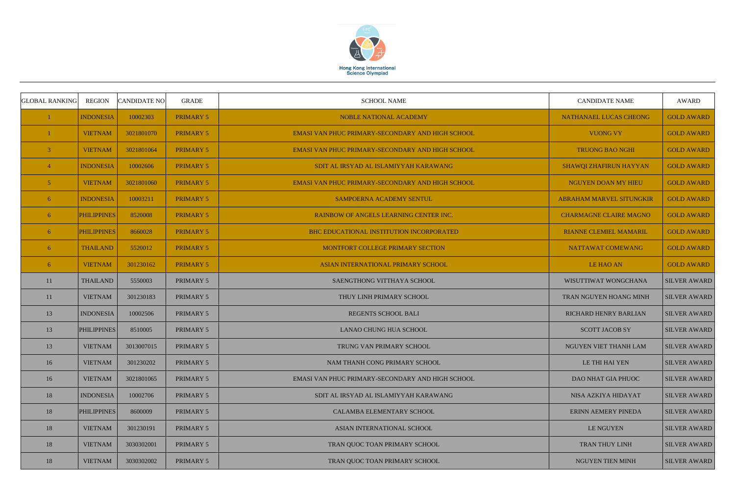Hong Kong International Science Olympiad

| GLOBAL RANKING | REGION | CANDIDATE NO | GRADE | SCHOOL NAME | CANDIDATE NAME | AWARD |
|---|---|---|---|---|---|---|
| 1 | INDONESIA | 10002303 | PRIMARY 5 | NOBLE NATIONAL ACADEMY | NATHANAEL LUCAS CHEONG | GOLD AWARD |
| 1 | VIETNAM | 3021801070 | PRIMARY 5 | EMASI VAN PHUC PRIMARY-SECONDARY AND HIGH SCHOOL | VUONG VY | GOLD AWARD |
| 3 | VIETNAM | 3021801064 | PRIMARY 5 | EMASI VAN PHUC PRIMARY-SECONDARY AND HIGH SCHOOL | TRUONG BAO NGHI | GOLD AWARD |
| 4 | INDONESIA | 10002606 | PRIMARY 5 | SDIT AL IRSYAD AL ISLAMIYYAH KARAWANG | SHAWQI ZHAFIRUN HAYYAN | GOLD AWARD |
| 5 | VIETNAM | 3021801060 | PRIMARY 5 | EMASI VAN PHUC PRIMARY-SECONDARY AND HIGH SCHOOL | NGUYEN DOAN MY HIEU | GOLD AWARD |
| 6 | INDONESIA | 10003211 | PRIMARY 5 | SAMPOERNA ACADEMY SENTUL | ABRAHAM MARVEL SITUNGKIR | GOLD AWARD |
| 6 | PHILIPPINES | 8520008 | PRIMARY 5 | RAINBOW OF ANGELS LEARNING CENTER INC. | CHARMAGNE CLAIRE MAGNO | GOLD AWARD |
| 6 | PHILIPPINES | 8660028 | PRIMARY 5 | BHC EDUCATIONAL INSTITUTION INCORPORATED | RIANNE CLEMIEL MAMARIL | GOLD AWARD |
| 6 | THAILAND | 5520012 | PRIMARY 5 | MONTFORT COLLEGE PRIMARY SECTION | NATTAWAT COMEWANG | GOLD AWARD |
| 6 | VIETNAM | 301230162 | PRIMARY 5 | ASIAN INTERNATIONAL PRIMARY SCHOOL | LE HAO AN | GOLD AWARD |
| 11 | THAILAND | 5550003 | PRIMARY 5 | SAENGTHONG VITTHAYA SCHOOL | WISUTTIWAT WONGCHANA | SILVER AWARD |
| 11 | VIETNAM | 301230183 | PRIMARY 5 | THUY LINH PRIMARY SCHOOL | TRAN NGUYEN HOANG MINH | SILVER AWARD |
| 13 | INDONESIA | 10002506 | PRIMARY 5 | REGENTS SCHOOL BALI | RICHARD HENRY BARLIAN | SILVER AWARD |
| 13 | PHILIPPINES | 8510005 | PRIMARY 5 | LANAO CHUNG HUA SCHOOL | SCOTT JACOB SY | SILVER AWARD |
| 13 | VIETNAM | 3013007015 | PRIMARY 5 | TRUNG VAN PRIMARY SCHOOL | NGUYEN VIET THANH LAM | SILVER AWARD |
| 16 | VIETNAM | 301230202 | PRIMARY 5 | NAM THANH CONG PRIMARY SCHOOL | LE THI HAI YEN | SILVER AWARD |
| 16 | VIETNAM | 3021801065 | PRIMARY 5 | EMASI VAN PHUC PRIMARY-SECONDARY AND HIGH SCHOOL | DAO NHAT GIA PHUOC | SILVER AWARD |
| 18 | INDONESIA | 10002706 | PRIMARY 5 | SDIT AL IRSYAD AL ISLAMIYYAH KARAWANG | NISA AZKIYA HIDAYAT | SILVER AWARD |
| 18 | PHILIPPINES | 8600009 | PRIMARY 5 | CALAMBA ELEMENTARY SCHOOL | ERINN AEMERY PINEDA | SILVER AWARD |
| 18 | VIETNAM | 301230191 | PRIMARY 5 | ASIAN INTERNATIONAL SCHOOL | LE NGUYEN | SILVER AWARD |
| 18 | VIETNAM | 3030302001 | PRIMARY 5 | TRAN QUOC TOAN PRIMARY SCHOOL | TRAN THUY LINH | SILVER AWARD |
| 18 | VIETNAM | 3030302002 | PRIMARY 5 | TRAN QUOC TOAN PRIMARY SCHOOL | NGUYEN TIEN MINH | SILVER AWARD |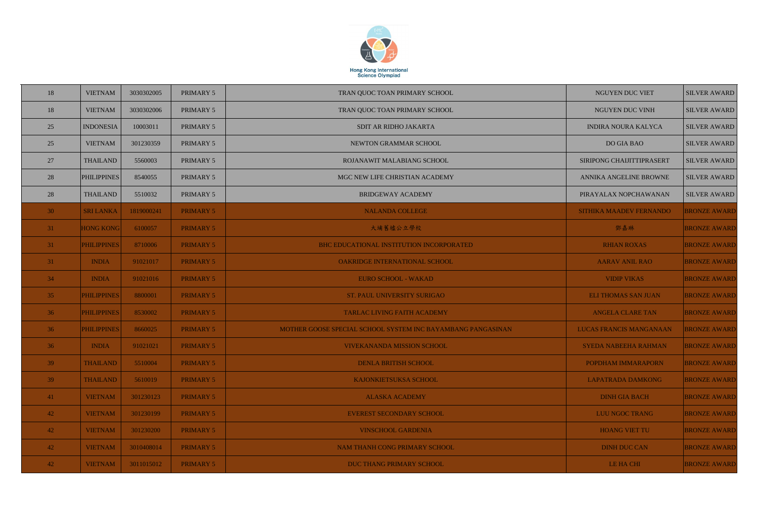| 18 | VIETNAM | 3030302005 | PRIMARY 5 | TRAN QUOC TOAN PRIMARY SCHOOL | NGUYEN DUC VIET | SILVER AWARD |
|---|---|---|---|---|---|---|
| 18 | VIETNAM | 3030302006 | PRIMARY 5 | TRAN QUOC TOAN PRIMARY SCHOOL | NGUYEN DUC VINH | SILVER AWARD |
| 25 | INDONESIA | 10003011 | PRIMARY 5 | SDIT AR RIDHO JAKARTA | INDIRA NOURA KALYCA | SILVER AWARD |
| 25 | VIETNAM | 301230359 | PRIMARY 5 | NEWTON GRAMMAR SCHOOL | DO GIA BAO | SILVER AWARD |
| 27 | THAILAND | 5560003 | PRIMARY 5 | ROJANAWIT MALABIANG SCHOOL | SIRIPONG CHAIJITTIPRASERT | SILVER AWARD |
| 28 | PHILIPPINES | 8540055 | PRIMARY 5 | MGC NEW LIFE CHRISTIAN ACADEMY | ANNIKA ANGELINE BROWNE | SILVER AWARD |
| 28 | THAILAND | 5510032 | PRIMARY 5 | BRIDGEWAY ACADEMY | PIRAYALAX NOPCHAWANAN | SILVER AWARD |
| 30 | SRI LANKA | 1819000241 | PRIMARY 5 | NALANDA COLLEGE | SITHIKA MAADEV FERNANDO | BRONZE AWARD |
| 31 | HONG KONG | 6100057 | PRIMARY 5 | 大埔舊墟公立學校 | 鄧嘉琳 | BRONZE AWARD |
| 31 | PHILIPPINES | 8710006 | PRIMARY 5 | BHC EDUCATIONAL INSTITUTION INCORPORATED | RHIAN ROXAS | BRONZE AWARD |
| 31 | INDIA | 91021017 | PRIMARY 5 | OAKRIDGE INTERNATIONAL SCHOOL | AARAV ANIL RAO | BRONZE AWARD |
| 34 | INDIA | 91021016 | PRIMARY 5 | EURO SCHOOL - WAKAD | VIDIP VIKAS | BRONZE AWARD |
| 35 | PHILIPPINES | 8800001 | PRIMARY 5 | ST. PAUL UNIVERSITY SURIGAO | ELI THOMAS SAN JUAN | BRONZE AWARD |
| 36 | PHILIPPINES | 8530002 | PRIMARY 5 | TARLAC LIVING FAITH ACADEMY | ANGELA CLARE TAN | BRONZE AWARD |
| 36 | PHILIPPINES | 8660025 | PRIMARY 5 | MOTHER GOOSE SPECIAL SCHOOL SYSTEM INC BAYAMBANG PANGASINAN | LUCAS FRANCIS MANGANAAN | BRONZE AWARD |
| 36 | INDIA | 91021021 | PRIMARY 5 | VIVEKANANDA MISSION SCHOOL | SYEDA NABEEHA RAHMAN | BRONZE AWARD |
| 39 | THAILAND | 5510004 | PRIMARY 5 | DENLA BRITISH SCHOOL | POPDHAM IMMARAPORN | BRONZE AWARD |
| 39 | THAILAND | 5610019 | PRIMARY 5 | KAJONKIETSUKSA SCHOOL | LAPATRADA DAMKONG | BRONZE AWARD |
| 41 | VIETNAM | 301230123 | PRIMARY 5 | ALASKA ACADEMY | DINH GIA BACH | BRONZE AWARD |
| 42 | VIETNAM | 301230199 | PRIMARY 5 | EVEREST SECONDARY SCHOOL | LUU NGOC TRANG | BRONZE AWARD |
| 42 | VIETNAM | 301230200 | PRIMARY 5 | VINSCHOOL GARDENIA | HOANG VIET TU | BRONZE AWARD |
| 42 | VIETNAM | 3010408014 | PRIMARY 5 | NAM THANH CONG PRIMARY SCHOOL | DINH DUC CAN | BRONZE AWARD |
| 42 | VIETNAM | 3011015012 | PRIMARY 5 | DUC THANG PRIMARY SCHOOL | LE HA CHI | BRONZE AWARD |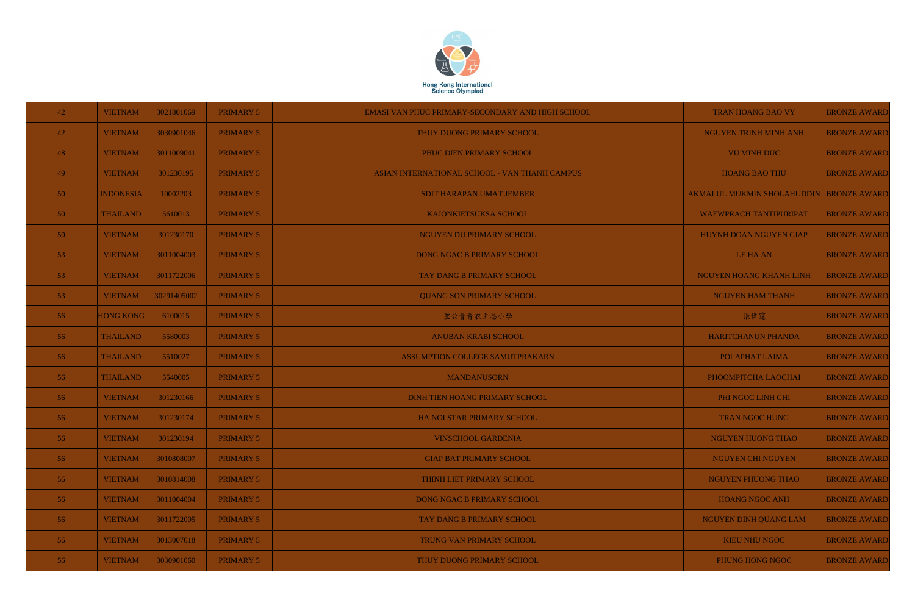| | | | | | | |
|---|---|---|---|---|---|---|
| 42 | VIETNAM | 3021801069 | PRIMARY 5 | EMASI VAN PHUC PRIMARY-SECONDARY AND HIGH SCHOOL | TRAN HOANG BAO VY | BRONZE AWARD |
| 42 | VIETNAM | 3030901046 | PRIMARY 5 | THUY DUONG PRIMARY SCHOOL | NGUYEN TRINH MINH ANH | BRONZE AWARD |
| 48 | VIETNAM | 3011009041 | PRIMARY 5 | PHUC DIEN PRIMARY SCHOOL | VU MINH DUC | BRONZE AWARD |
| 49 | VIETNAM | 301230195 | PRIMARY 5 | ASIAN INTERNATIONAL SCHOOL - VAN THANH CAMPUS | HOANG BAO THU | BRONZE AWARD |
| 50 | INDONESIA | 10002203 | PRIMARY 5 | SDIT HARAPAN UMAT JEMBER | AKMALUL MUKMIN SHOLAHUDDIN | BRONZE AWARD |
| 50 | THAILAND | 5610013 | PRIMARY 5 | KAJONKIETSUKSA SCHOOL | WAEWPRACH TANTIPURIPAT | BRONZE AWARD |
| 50 | VIETNAM | 301230170 | PRIMARY 5 | NGUYEN DU PRIMARY SCHOOL | HUYNH DOAN NGUYEN GIAP | BRONZE AWARD |
| 53 | VIETNAM | 3011004003 | PRIMARY 5 | DONG NGAC B PRIMARY SCHOOL | LE HA AN | BRONZE AWARD |
| 53 | VIETNAM | 3011722006 | PRIMARY 5 | TAY DANG B PRIMARY SCHOOL | NGUYEN HOANG KHANH LINH | BRONZE AWARD |
| 53 | VIETNAM | 30291405002 | PRIMARY 5 | QUANG SON PRIMARY SCHOOL | NGUYEN HAM THANH | BRONZE AWARD |
| 56 | HONG KONG | 6100015 | PRIMARY 5 | 聖公會青衣主恩小學 | 張偉霆 | BRONZE AWARD |
| 56 | THAILAND | 5580003 | PRIMARY 5 | ANUBAN KRABI SCHOOL | HARITCHANUN PHANDA | BRONZE AWARD |
| 56 | THAILAND | 5510027 | PRIMARY 5 | ASSUMPTION COLLEGE SAMUTPRAKARN | POLAPHAT LAIMA | BRONZE AWARD |
| 56 | THAILAND | 5540005 | PRIMARY 5 | MANDANUSORN | PHOOMPITCHA LAOCHAI | BRONZE AWARD |
| 56 | VIETNAM | 301230166 | PRIMARY 5 | DINH TIEN HOANG PRIMARY SCHOOL | PHI NGOC LINH CHI | BRONZE AWARD |
| 56 | VIETNAM | 301230174 | PRIMARY 5 | HA NOI STAR PRIMARY SCHOOL | TRAN NGOC HUNG | BRONZE AWARD |
| 56 | VIETNAM | 301230194 | PRIMARY 5 | VINSCHOOL GARDENIA | NGUYEN HUONG THAO | BRONZE AWARD |
| 56 | VIETNAM | 3010808007 | PRIMARY 5 | GIAP BAT PRIMARY SCHOOL | NGUYEN CHI NGUYEN | BRONZE AWARD |
| 56 | VIETNAM | 3010814008 | PRIMARY 5 | THINH LIET PRIMARY SCHOOL | NGUYEN PHUONG THAO | BRONZE AWARD |
| 56 | VIETNAM | 3011004004 | PRIMARY 5 | DONG NGAC B PRIMARY SCHOOL | HOANG NGOC ANH | BRONZE AWARD |
| 56 | VIETNAM | 3011722005 | PRIMARY 5 | TAY DANG B PRIMARY SCHOOL | NGUYEN DINH QUANG LAM | BRONZE AWARD |
| 56 | VIETNAM | 3013007018 | PRIMARY 5 | TRUNG VAN PRIMARY SCHOOL | KIEU NHU NGOC | BRONZE AWARD |
| 56 | VIETNAM | 3030901060 | PRIMARY 5 | THUY DUONG PRIMARY SCHOOL | PHUNG HONG NGOC | BRONZE AWARD |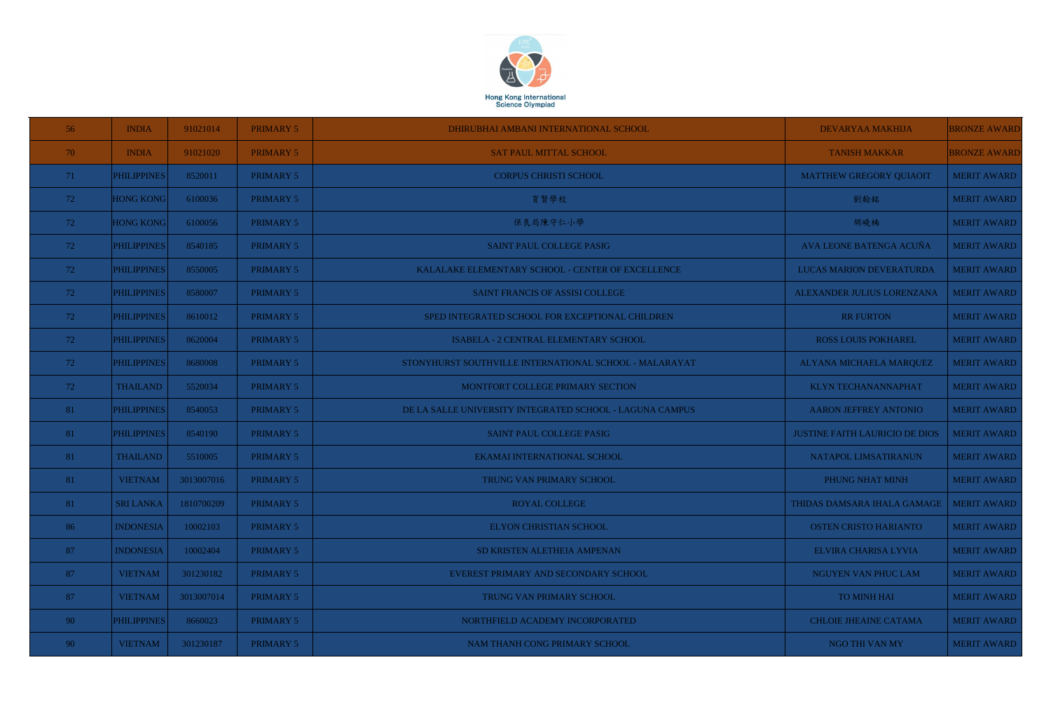| 56 | INDIA | 91021014 | PRIMARY 5 | DHIRUBHAI AMBANI INTERNATIONAL SCHOOL | DEVARYAA MAKHIJA | BRONZE AWARD |
|---|---|---|---|---|---|---|
| 70 | INDIA | 91021020 | PRIMARY 5 | SAT PAUL MITTAL SCHOOL | TANISH MAKKAR | BRONZE AWARD |
| 71 | PHILIPPINES | 8520011 | PRIMARY 5 | CORPUS CHRISTI SCHOOL | MATTHEW GREGORY QUIAOIT | MERIT AWARD |
| 72 | HONG KONG | 6100036 | PRIMARY 5 | 育賢學校 | 劉翰銘 | MERIT AWARD |
| 72 | HONG KONG | 6100056 | PRIMARY 5 | 保良局陳守仁小學 | 胡曉楠 | MERIT AWARD |
| 72 | PHILIPPINES | 8540185 | PRIMARY 5 | SAINT PAUL COLLEGE PASIG | AVA LEONE BATENGA ACUÑA | MERIT AWARD |
| 72 | PHILIPPINES | 8550005 | PRIMARY 5 | KALALAKE ELEMENTARY SCHOOL - CENTER OF EXCELLENCE | LUCAS MARION DEVERATURDA | MERIT AWARD |
| 72 | PHILIPPINES | 8580007 | PRIMARY 5 | SAINT FRANCIS OF ASSISI COLLEGE | ALEXANDER JULIUS LORENZANA | MERIT AWARD |
| 72 | PHILIPPINES | 8610012 | PRIMARY 5 | SPED INTEGRATED SCHOOL FOR EXCEPTIONAL CHILDREN | RR FURTON | MERIT AWARD |
| 72 | PHILIPPINES | 8620004 | PRIMARY 5 | ISABELA - 2 CENTRAL ELEMENTARY SCHOOL | ROSS LOUIS POKHAREL | MERIT AWARD |
| 72 | PHILIPPINES | 8680008 | PRIMARY 5 | STONYHURST SOUTHVILLE INTERNATIONAL SCHOOL - MALARAYAT | ALYANA MICHAELA MARQUEZ | MERIT AWARD |
| 72 | THAILAND | 5520034 | PRIMARY 5 | MONTFORT COLLEGE PRIMARY SECTION | KLYN TECHANANNAPHAT | MERIT AWARD |
| 81 | PHILIPPINES | 8540053 | PRIMARY 5 | DE LA SALLE UNIVERSITY INTEGRATED SCHOOL - LAGUNA CAMPUS | AARON JEFFREY ANTONIO | MERIT AWARD |
| 81 | PHILIPPINES | 8540190 | PRIMARY 5 | SAINT PAUL COLLEGE PASIG | JUSTINE FAITH LAURICIO DE DIOS | MERIT AWARD |
| 81 | THAILAND | 5510005 | PRIMARY 5 | EKAMAI INTERNATIONAL SCHOOL | NATAPOL LIMSATIRANUN | MERIT AWARD |
| 81 | VIETNAM | 3013007016 | PRIMARY 5 | TRUNG VAN PRIMARY SCHOOL | PHUNG NHAT MINH | MERIT AWARD |
| 81 | SRI LANKA | 1810700209 | PRIMARY 5 | ROYAL COLLEGE | THIDAS DAMSARA IHALA GAMAGE | MERIT AWARD |
| 86 | INDONESIA | 10002103 | PRIMARY 5 | ELYON CHRISTIAN SCHOOL | OSTEN CRISTO HARIANTO | MERIT AWARD |
| 87 | INDONESIA | 10002404 | PRIMARY 5 | SD KRISTEN ALETHEIA AMPENAN | ELVIRA CHARISA LYVIA | MERIT AWARD |
| 87 | VIETNAM | 301230182 | PRIMARY 5 | EVEREST PRIMARY AND SECONDARY SCHOOL | NGUYEN VAN PHUC LAM | MERIT AWARD |
| 87 | VIETNAM | 3013007014 | PRIMARY 5 | TRUNG VAN PRIMARY SCHOOL | TO MINH HAI | MERIT AWARD |
| 90 | PHILIPPINES | 8660023 | PRIMARY 5 | NORTHFIELD ACADEMY INCORPORATED | CHLOIE JHEAINE CATAMA | MERIT AWARD |
| 90 | VIETNAM | 301230187 | PRIMARY 5 | NAM THANH CONG PRIMARY SCHOOL | NGO THI VAN MY | MERIT AWARD |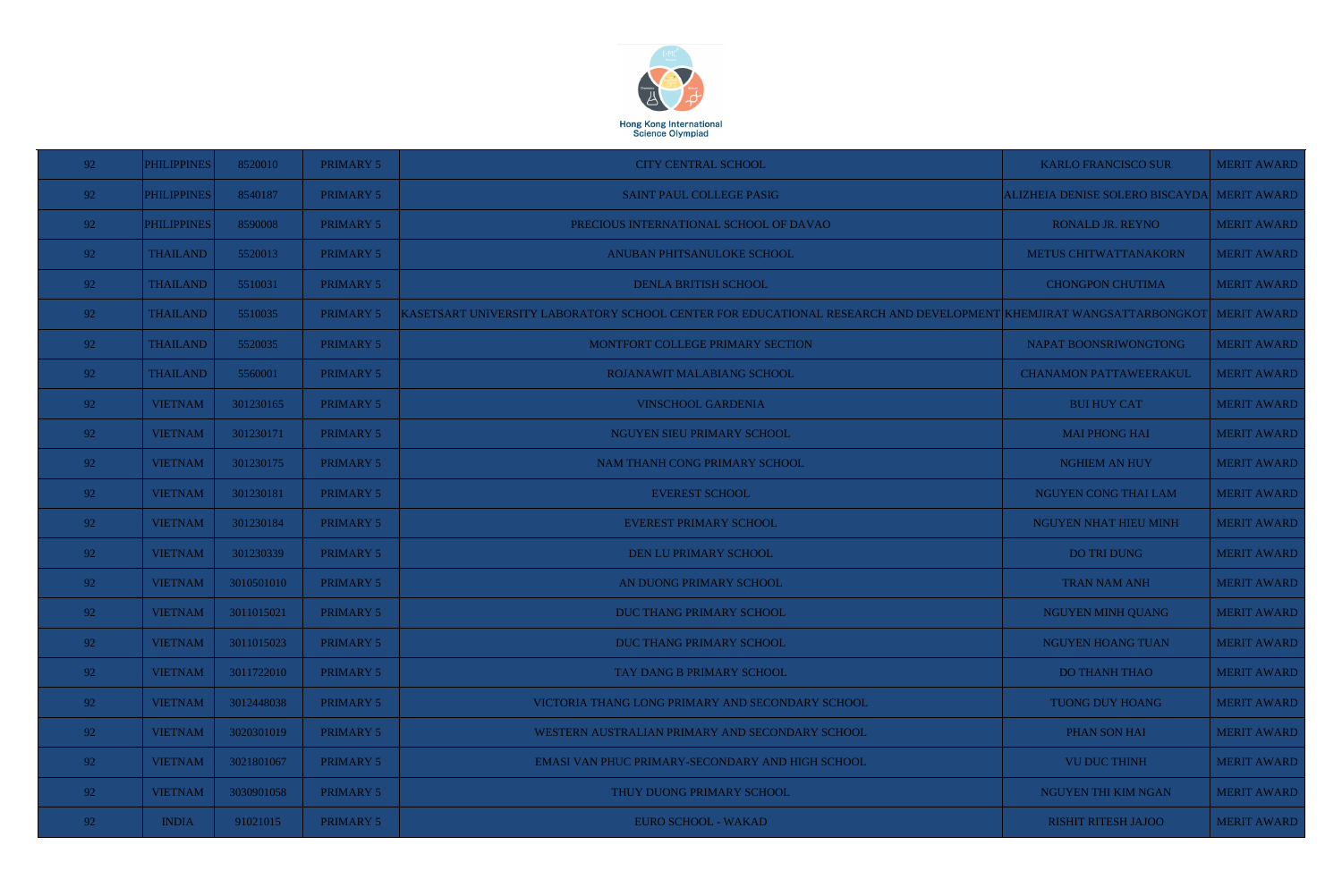| | | | | | | |
|---|---|---|---|---|---|---|
| 92 | PHILIPPINES | 8520010 | PRIMARY 5 | CITY CENTRAL SCHOOL | KARLO FRANCISCO SUR | MERIT AWARD |
| 92 | PHILIPPINES | 8540187 | PRIMARY 5 | SAINT PAUL COLLEGE PASIG | ALIZHEIA DENISE SOLERO BISCAYDA | MERIT AWARD |
| 92 | PHILIPPINES | 8590008 | PRIMARY 5 | PRECIOUS INTERNATIONAL SCHOOL OF DAVAO | RONALD JR. REYNO | MERIT AWARD |
| 92 | THAILAND | 5520013 | PRIMARY 5 | ANUBAN PHITSANULOKE SCHOOL | METUS CHITWATTANAKORN | MERIT AWARD |
| 92 | THAILAND | 5510031 | PRIMARY 5 | DENLA BRITISH SCHOOL | CHONGPON CHUTIMA | MERIT AWARD |
| 92 | THAILAND | 5510035 | PRIMARY 5 | KASETSART UNIVERSITY LABORATORY SCHOOL CENTER FOR EDUCATIONAL RESEARCH AND DEVELOPMENT | KHEMJIRAT WANGSATTARBONGKOT | MERIT AWARD |
| 92 | THAILAND | 5520035 | PRIMARY 5 | MONTFORT COLLEGE PRIMARY SECTION | NAPAT BOONSRIWONGTONG | MERIT AWARD |
| 92 | THAILAND | 5560001 | PRIMARY 5 | ROJANAWIT MALABIANG SCHOOL | CHANAMON PATTAWEERAKUL | MERIT AWARD |
| 92 | VIETNAM | 301230165 | PRIMARY 5 | VINSCHOOL GARDENIA | BUI HUY CAT | MERIT AWARD |
| 92 | VIETNAM | 301230171 | PRIMARY 5 | NGUYEN SIEU PRIMARY SCHOOL | MAI PHONG HAI | MERIT AWARD |
| 92 | VIETNAM | 301230175 | PRIMARY 5 | NAM THANH CONG PRIMARY SCHOOL | NGHIEM AN HUY | MERIT AWARD |
| 92 | VIETNAM | 301230181 | PRIMARY 5 | EVEREST SCHOOL | NGUYEN CONG THAI LAM | MERIT AWARD |
| 92 | VIETNAM | 301230184 | PRIMARY 5 | EVEREST PRIMARY SCHOOL | NGUYEN NHAT HIEU MINH | MERIT AWARD |
| 92 | VIETNAM | 301230339 | PRIMARY 5 | DEN LU PRIMARY SCHOOL | DO TRI DUNG | MERIT AWARD |
| 92 | VIETNAM | 3010501010 | PRIMARY 5 | AN DUONG PRIMARY SCHOOL | TRAN NAM ANH | MERIT AWARD |
| 92 | VIETNAM | 3011015021 | PRIMARY 5 | DUC THANG PRIMARY SCHOOL | NGUYEN MINH QUANG | MERIT AWARD |
| 92 | VIETNAM | 3011015023 | PRIMARY 5 | DUC THANG PRIMARY SCHOOL | NGUYEN HOANG TUAN | MERIT AWARD |
| 92 | VIETNAM | 3011722010 | PRIMARY 5 | TAY DANG B PRIMARY SCHOOL | DO THANH THAO | MERIT AWARD |
| 92 | VIETNAM | 3012448038 | PRIMARY 5 | VICTORIA THANG LONG PRIMARY AND SECONDARY SCHOOL | TUONG DUY HOANG | MERIT AWARD |
| 92 | VIETNAM | 3020301019 | PRIMARY 5 | WESTERN AUSTRALIAN PRIMARY AND SECONDARY SCHOOL | PHAN SON HAI | MERIT AWARD |
| 92 | VIETNAM | 3021801067 | PRIMARY 5 | EMASI VAN PHUC PRIMARY-SECONDARY AND HIGH SCHOOL | VU DUC THINH | MERIT AWARD |
| 92 | VIETNAM | 3030901058 | PRIMARY 5 | THUY DUONG PRIMARY SCHOOL | NGUYEN THI KIM NGAN | MERIT AWARD |
| 92 | INDIA | 91021015 | PRIMARY 5 | EURO SCHOOL - WAKAD | RISHIT RITESH JAJOO | MERIT AWARD |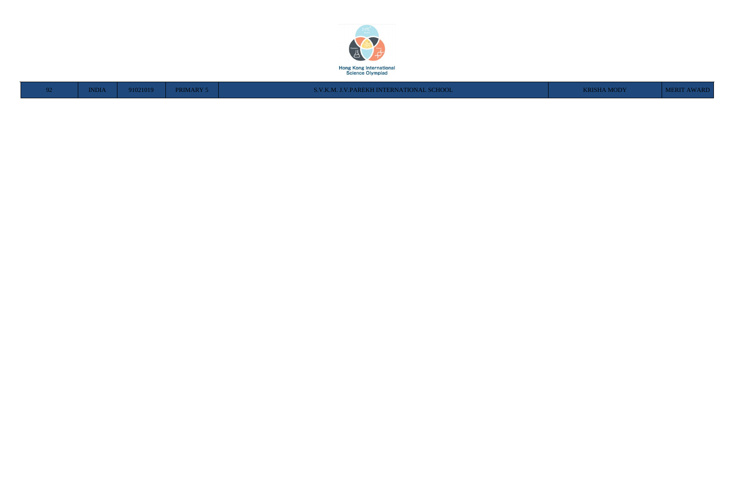Hong Kong International Science Olympiad

| | | | | | | |
|---|---|---|---|---|---|---|
| 92 | INDIA | 91021019 | PRIMARY 5 | S.V.K.M. J.V.PAREKH INTERNATIONAL SCHOOL | KRISHA MODY | MERIT AWARD |